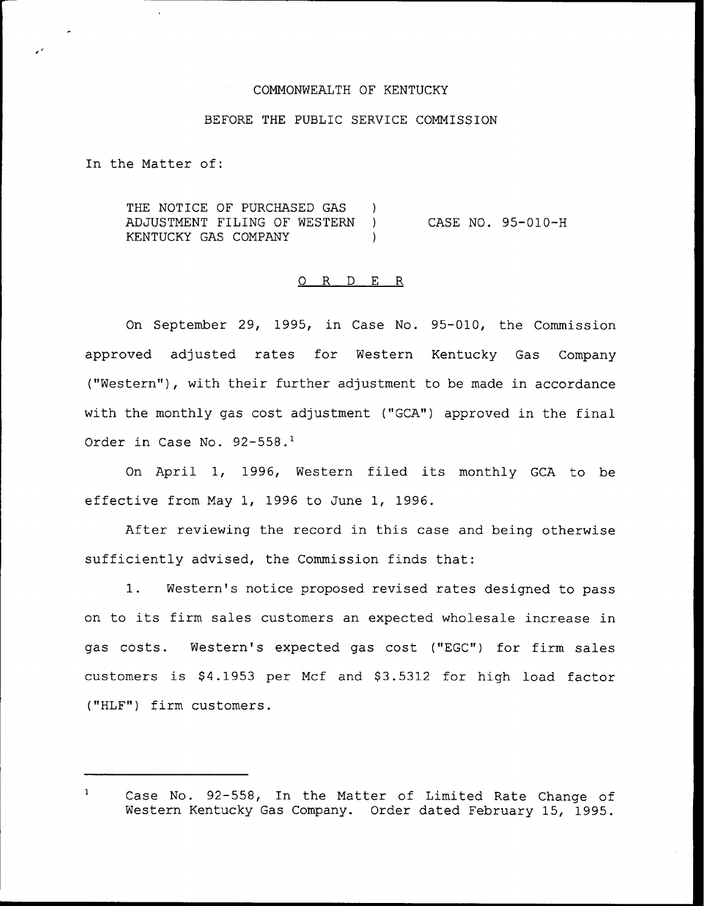COMMONWEALTH OF KENTUCKY

BEFORE THE PUBLIC SERVICE COMMISSION

In the Matter of:

THE NOTICE OF PURCHASED GAS ADJUSTMENT FILING OF WESTERN KENTUCKY GAS COMPANY ) CASE NO. 95-010-H

O R D E R

On September 29, 1995, in Case No. 95-010, the Commission approved adjusted rates for Western Kentucky Gas Company ("Western"), with their further adjustment to be made in accordance with the monthly gas cost adjustment ("GCA") approved in the final Order in Case No. 92-558.[1]

On April 1, 1996, Western filed its monthly GCA to be effective from May 1, 1996 to June 1, 1996.

After reviewing the record in this case and being otherwise sufficiently advised, the Commission finds that:

1. Western's notice proposed revised rates designed to pass on to its firm sales customers an expected wholesale increase in gas costs. Western's expected gas cost ("EGC") for firm sales customers is $4.1953 per Mcf and $3.5312 for high load factor ("HLF") firm customers.

---

[1] Case No. 92-558, In the Matter of Limited Rate Change of Western Kentucky Gas Company. Order dated February 15, 1995.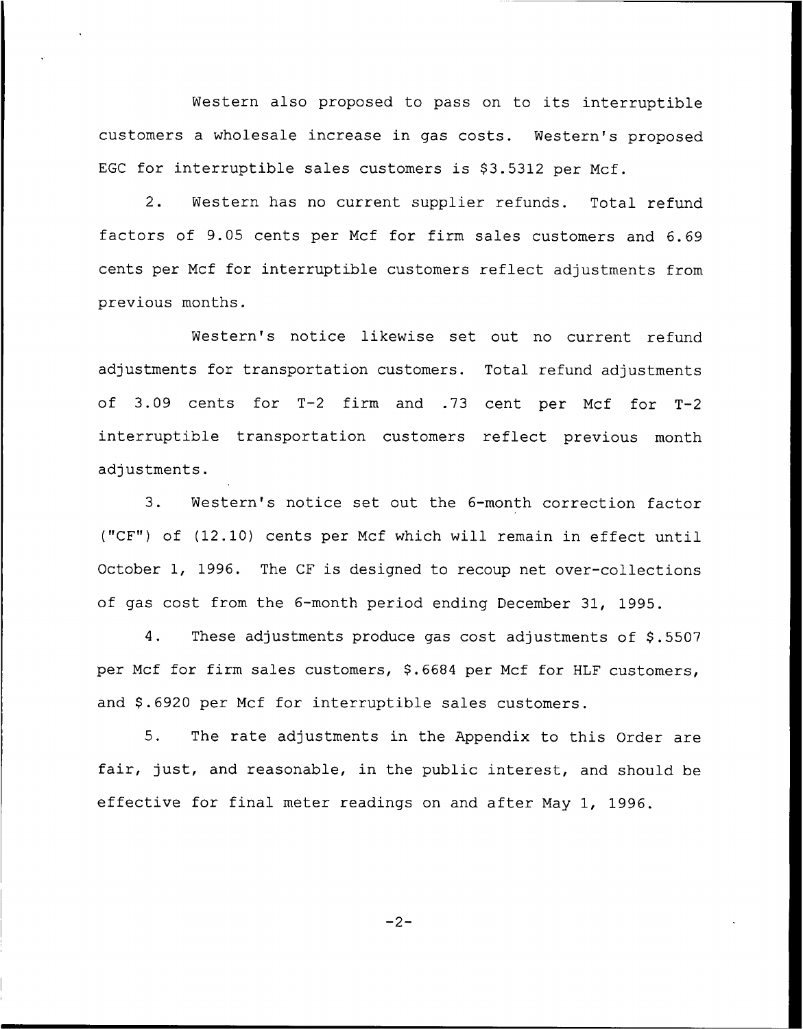Western also proposed to pass on to its interruptible customers a wholesale increase in gas costs. Western's proposed EGC for interruptible sales customers is $3.5312 per Mcf.

2. Western has no current supplier refunds. Total refund factors of 9.05 cents per Mcf for firm sales customers and 6.69 cents per Mcf for interruptible customers reflect adjustments from previous months.

Western's notice likewise set out no current refund adjustments for transportation customers. Total refund adjustments of 3.09 cents for T-2 firm and .73 cent per Mcf for T-2 interruptible transportation customers reflect previous month adjustments.

3. Western's notice set out the 6-month correction factor ("CF") of (12.10) cents per Mcf which will remain in effect until October 1, 1996. The CF is designed to recoup net over-collections of gas cost from the 6-month period ending December 31, 1995.

4. These adjustments produce gas cost adjustments of $.5507 per Mcf for firm sales customers, $.6684 per Mcf for HLF customers, and $.6920 per Mcf for interruptible sales customers.

5. The rate adjustments in the Appendix to this Order are fair, just, and reasonable, in the public interest, and should be effective for final meter readings on and after May 1, 1996.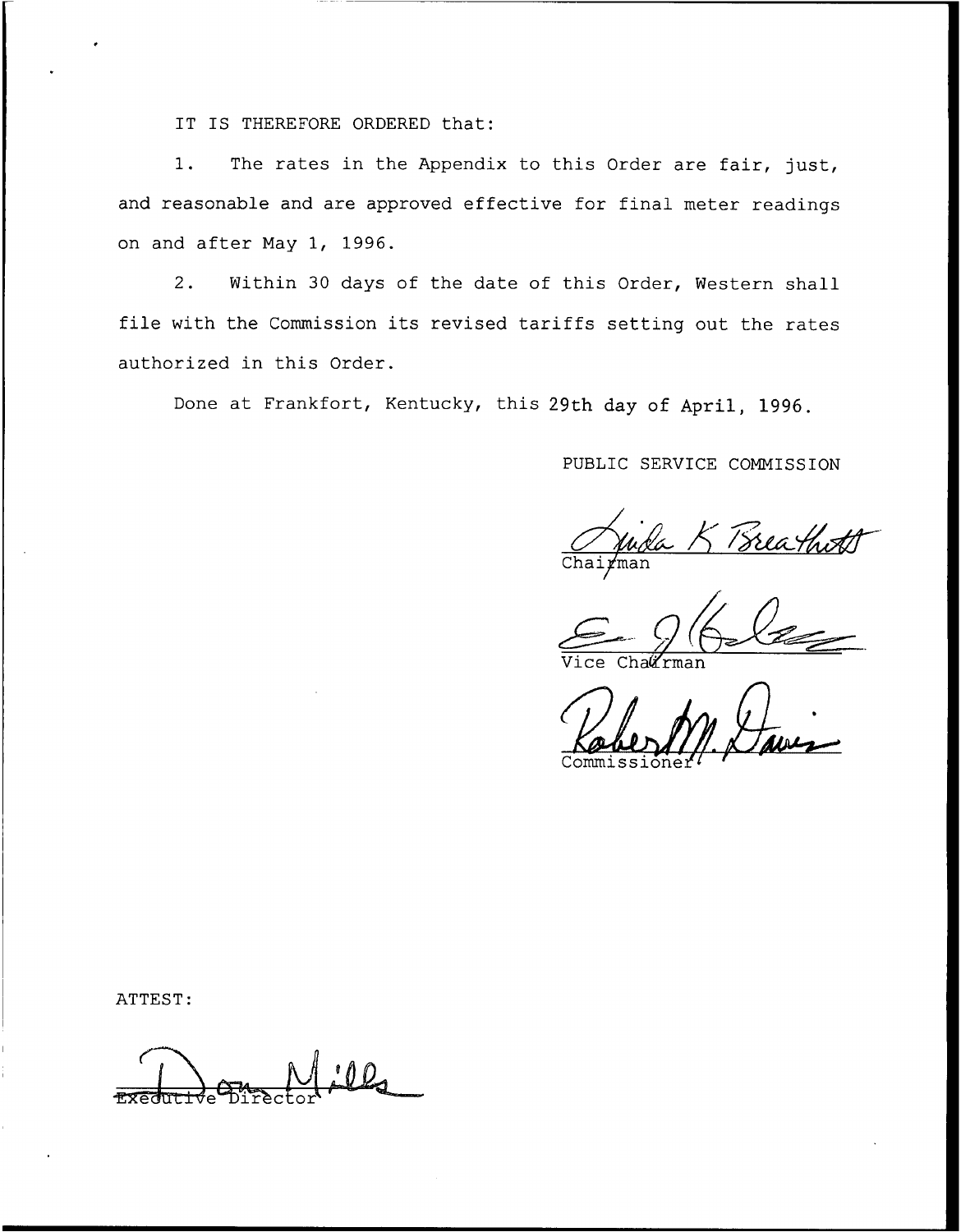IT IS THEREFORE ORDERED that:

1. The rates in the Appendix to this Order are fair, just, and reasonable and are approved effective for final meter readings on and after May 1, 1996.

2. Within 30 days of the date of this Order, Western shall file with the Commission its revised tariffs setting out the rates authorized in this Order.

Done at Frankfort, Kentucky, this 29th day of April, 1996.

PUBLIC SERVICE COMMISSION

Chairman

Vice Chairman

Commissioner

ATTEST:

Executive Director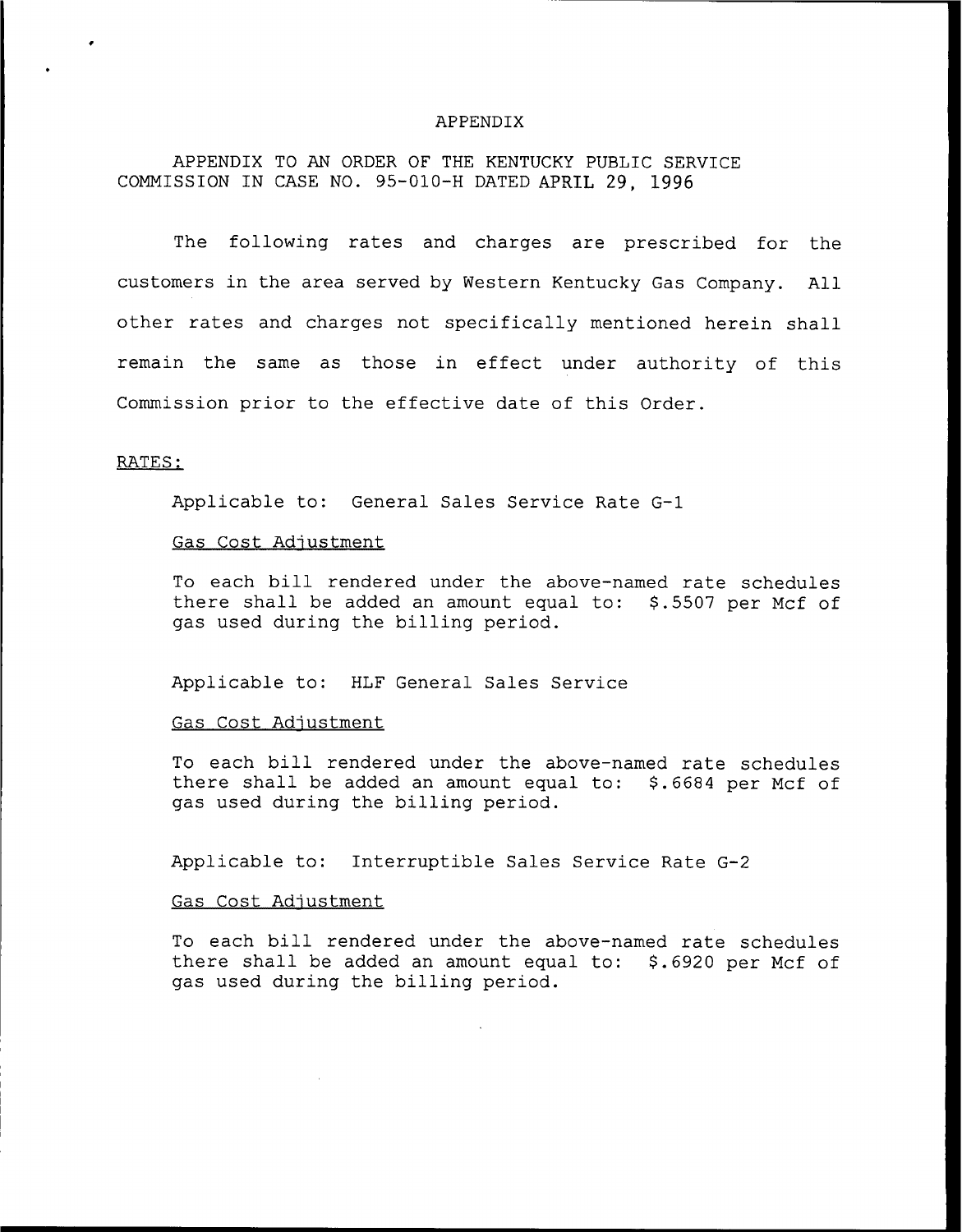# APPENDIX

APPENDIX TO AN ORDER OF THE KENTUCKY PUBLIC SERVICE COMMISSION IN CASE NO. 95-010-H DATED APRIL 29, 1996

The following rates and charges are prescribed for the customers in the area served by Western Kentucky Gas Company. All other rates and charges not specifically mentioned herein shall remain the same as those in effect under authority of this Commission prior to the effective date of this Order.

RATES:

Applicable to: General Sales Service Rate G-1

Gas Cost Adjustment

To each bill rendered under the above-named rate schedules there shall be added an amount equal to: $.5507 per Mcf of gas used during the billing period.

Applicable to: HLF General Sales Service

Gas Cost Adjustment

To each bill rendered under the above-named rate schedules there shall be added an amount equal to: $.6684 per Mcf of gas used during the billing period.

Applicable to: Interruptible Sales Service Rate G-2

Gas Cost Adjustment

To each bill rendered under the above-named rate schedules there shall be added an amount equal to: $.6920 per Mcf of gas used during the billing period.